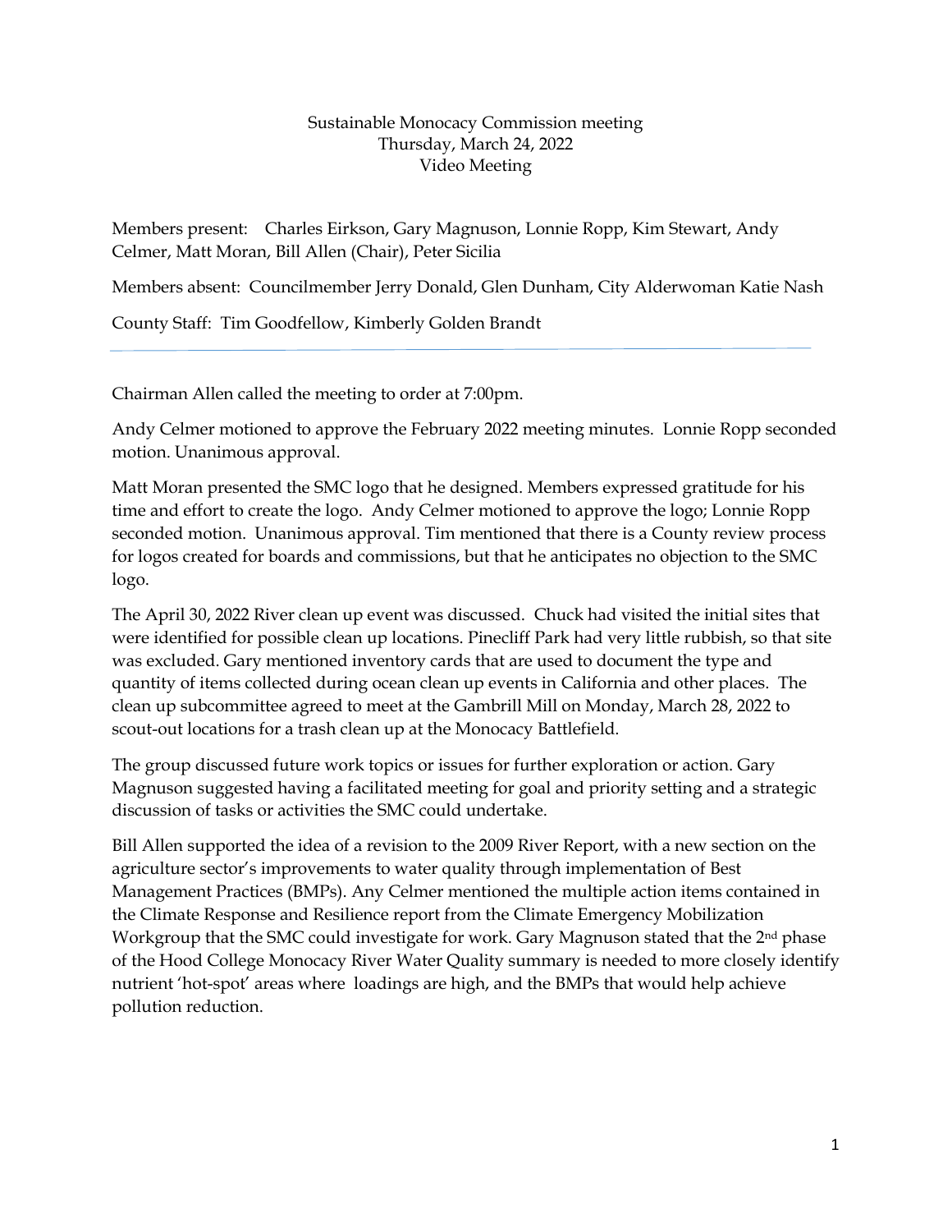Sustainable Monocacy Commission meeting
Thursday, March 24, 2022
Video Meeting

Members present: Charles Eirkson, Gary Magnuson, Lonnie Ropp, Kim Stewart, Andy Celmer, Matt Moran, Bill Allen (Chair), Peter Sicilia

Members absent: Councilmember Jerry Donald, Glen Dunham, City Alderwoman Katie Nash

County Staff: Tim Goodfellow, Kimberly Golden Brandt

---

Chairman Allen called the meeting to order at 7:00pm.

Andy Celmer motioned to approve the February 2022 meeting minutes. Lonnie Ropp seconded motion. Unanimous approval.

Matt Moran presented the SMC logo that he designed. Members expressed gratitude for his time and effort to create the logo. Andy Celmer motioned to approve the logo; Lonnie Ropp seconded motion. Unanimous approval. Tim mentioned that there is a County review process for logos created for boards and commissions, but that he anticipates no objection to the SMC logo.

The April 30, 2022 River clean up event was discussed. Chuck had visited the initial sites that were identified for possible clean up locations. Pinecliff Park had very little rubbish, so that site was excluded. Gary mentioned inventory cards that are used to document the type and quantity of items collected during ocean clean up events in California and other places. The clean up subcommittee agreed to meet at the Gambrill Mill on Monday, March 28, 2022 to scout-out locations for a trash clean up at the Monocacy Battlefield.

The group discussed future work topics or issues for further exploration or action. Gary Magnuson suggested having a facilitated meeting for goal and priority setting and a strategic discussion of tasks or activities the SMC could undertake.

Bill Allen supported the idea of a revision to the 2009 River Report, with a new section on the agriculture sector's improvements to water quality through implementation of Best Management Practices (BMPs). Any Celmer mentioned the multiple action items contained in the Climate Response and Resilience report from the Climate Emergency Mobilization Workgroup that the SMC could investigate for work. Gary Magnuson stated that the 2nd phase of the Hood College Monocacy River Water Quality summary is needed to more closely identify nutrient 'hot-spot' areas where loadings are high, and the BMPs that would help achieve pollution reduction.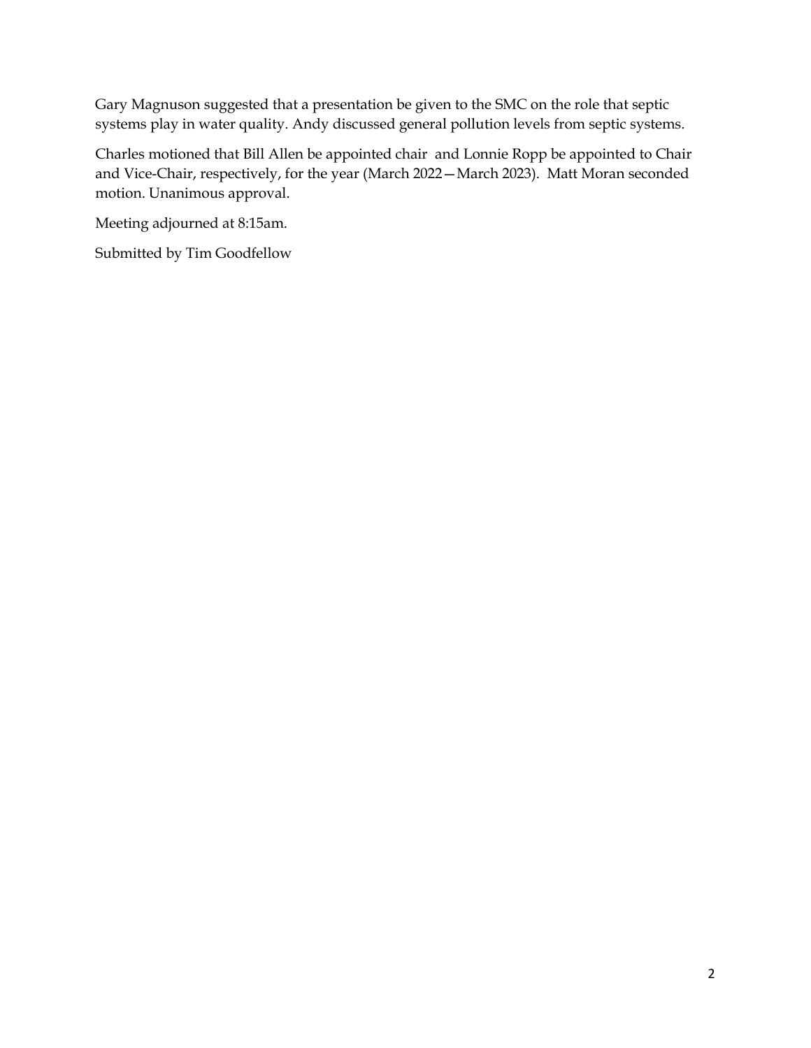Gary Magnuson suggested that a presentation be given to the SMC on the role that septic systems play in water quality. Andy discussed general pollution levels from septic systems.

Charles motioned that Bill Allen be appointed chair  and Lonnie Ropp be appointed to Chair and Vice-Chair, respectively, for the year (March 2022—March 2023).  Matt Moran seconded motion. Unanimous approval.

Meeting adjourned at 8:15am.

Submitted by Tim Goodfellow